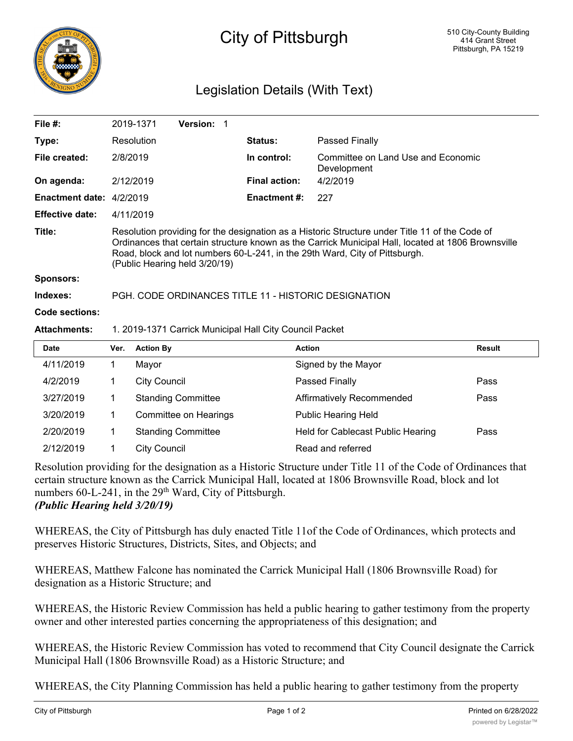# City of Pittsburgh

510 City-County Building
414 Grant Street
Pittsburgh, PA 15219

## Legislation Details (With Text)

| | | | |
|---|---|---|---|
| **File #:** | 2019-1371 **Version:** 1 | | |
| **Type:** | Resolution | **Status:** | Passed Finally |
| **File created:** | 2/8/2019 | **In control:** | Committee on Land Use and Economic Development |
| **On agenda:** | 2/12/2019 | **Final action:** | 4/2/2019 |
| **Enactment date:** | 4/2/2019 | **Enactment #:** | 227 |
| **Effective date:** | 4/11/2019 | | |

**Title:** Resolution providing for the designation as a Historic Structure under Title 11 of the Code of Ordinances that certain structure known as the Carrick Municipal Hall, located at 1806 Brownsville Road, block and lot numbers 60-L-241, in the 29th Ward, City of Pittsburgh. (Public Hearing held 3/20/19)

**Sponsors:**

**Indexes:** PGH. CODE ORDINANCES TITLE 11 - HISTORIC DESIGNATION

**Code sections:**

**Attachments:** 1. 2019-1371 Carrick Municipal Hall City Council Packet

| Date | Ver. | Action By | Action | Result |
|---|---|---|---|---|
| 4/11/2019 | 1 | Mayor | Signed by the Mayor | |
| 4/2/2019 | 1 | City Council | Passed Finally | Pass |
| 3/27/2019 | 1 | Standing Committee | Affirmatively Recommended | Pass |
| 3/20/2019 | 1 | Committee on Hearings | Public Hearing Held | |
| 2/20/2019 | 1 | Standing Committee | Held for Cablecast Public Hearing | Pass |
| 2/12/2019 | 1 | City Council | Read and referred | |

Resolution providing for the designation as a Historic Structure under Title 11 of the Code of Ordinances that certain structure known as the Carrick Municipal Hall, located at 1806 Brownsville Road, block and lot numbers 60-L-241, in the 29th Ward, City of Pittsburgh.
***(Public Hearing held 3/20/19)***

WHEREAS, the City of Pittsburgh has duly enacted Title 11of the Code of Ordinances, which protects and preserves Historic Structures, Districts, Sites, and Objects; and

WHEREAS, Matthew Falcone has nominated the Carrick Municipal Hall (1806 Brownsville Road) for designation as a Historic Structure; and

WHEREAS, the Historic Review Commission has held a public hearing to gather testimony from the property owner and other interested parties concerning the appropriateness of this designation; and

WHEREAS, the Historic Review Commission has voted to recommend that City Council designate the Carrick Municipal Hall (1806 Brownsville Road) as a Historic Structure; and

WHEREAS, the City Planning Commission has held a public hearing to gather testimony from the property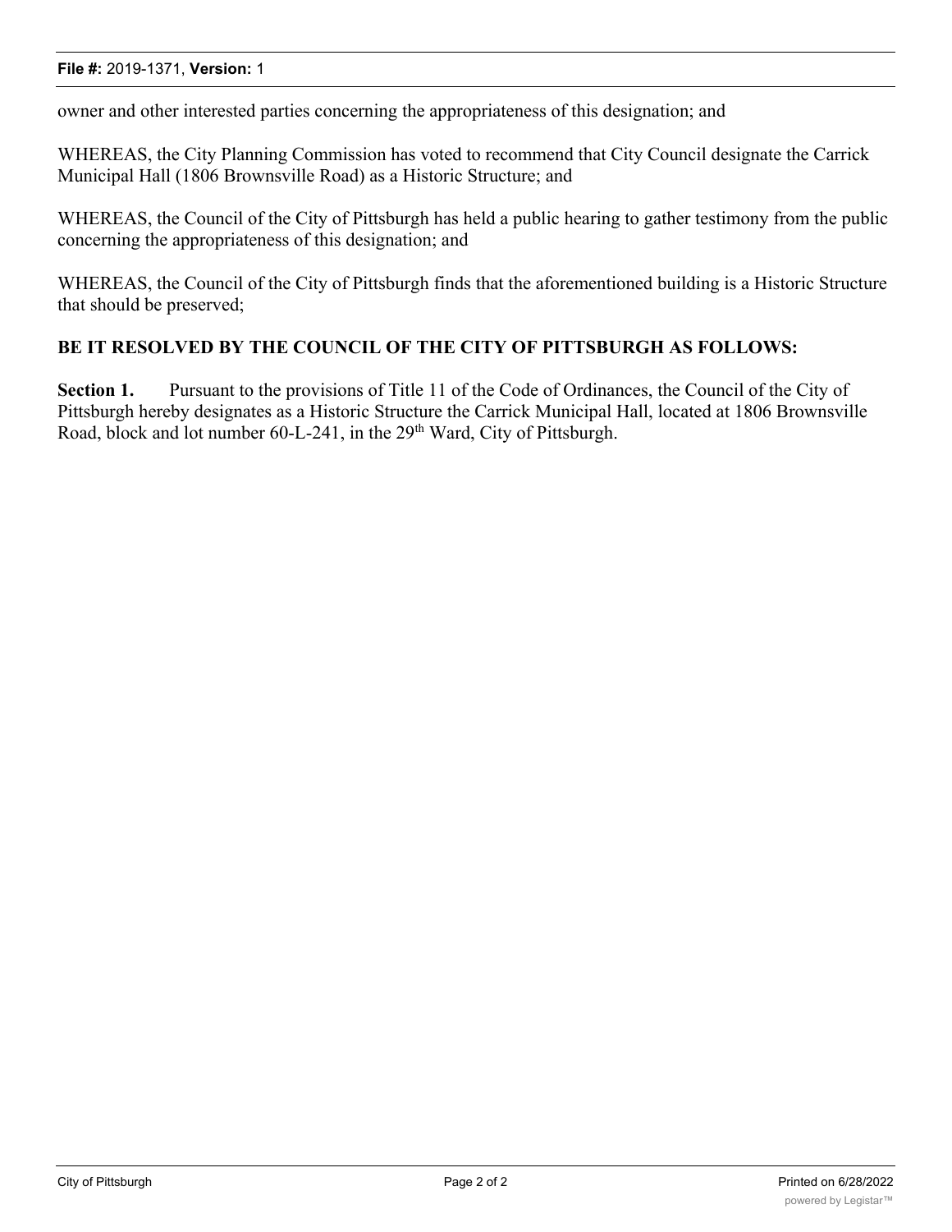owner and other interested parties concerning the appropriateness of this designation; and

WHEREAS, the City Planning Commission has voted to recommend that City Council designate the Carrick Municipal Hall (1806 Brownsville Road) as a Historic Structure; and

WHEREAS, the Council of the City of Pittsburgh has held a public hearing to gather testimony from the public concerning the appropriateness of this designation; and

WHEREAS, the Council of the City of Pittsburgh finds that the aforementioned building is a Historic Structure that should be preserved;

**BE IT RESOLVED BY THE COUNCIL OF THE CITY OF PITTSBURGH AS FOLLOWS:**

**Section 1.** Pursuant to the provisions of Title 11 of the Code of Ordinances, the Council of the City of Pittsburgh hereby designates as a Historic Structure the Carrick Municipal Hall, located at 1806 Brownsville Road, block and lot number 60-L-241, in the 29th Ward, City of Pittsburgh.